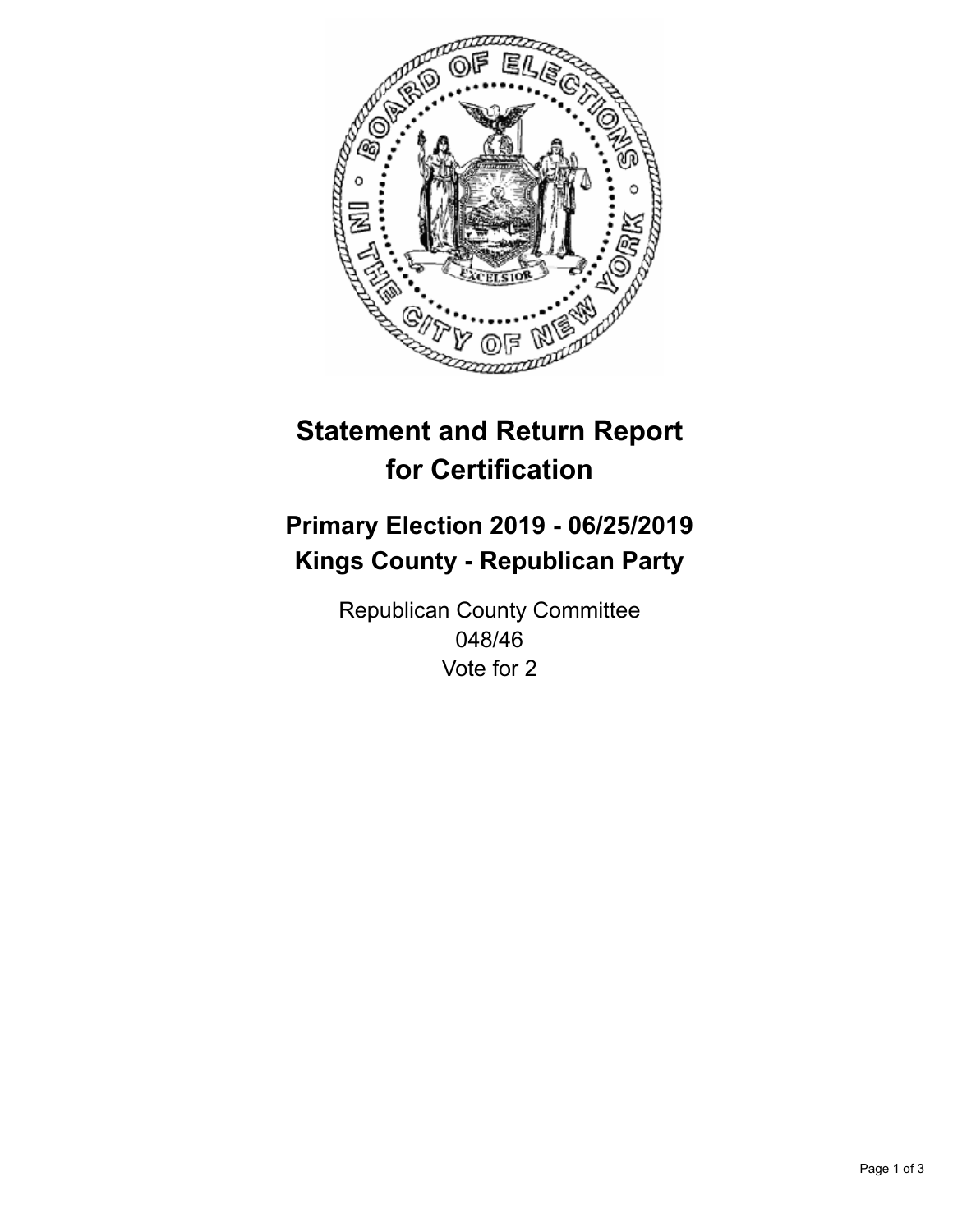# Statement and Return Report for Certification

## Primary Election 2019 - 06/25/2019
## Kings County - Republican Party

Republican County Committee
048/46
Vote for 2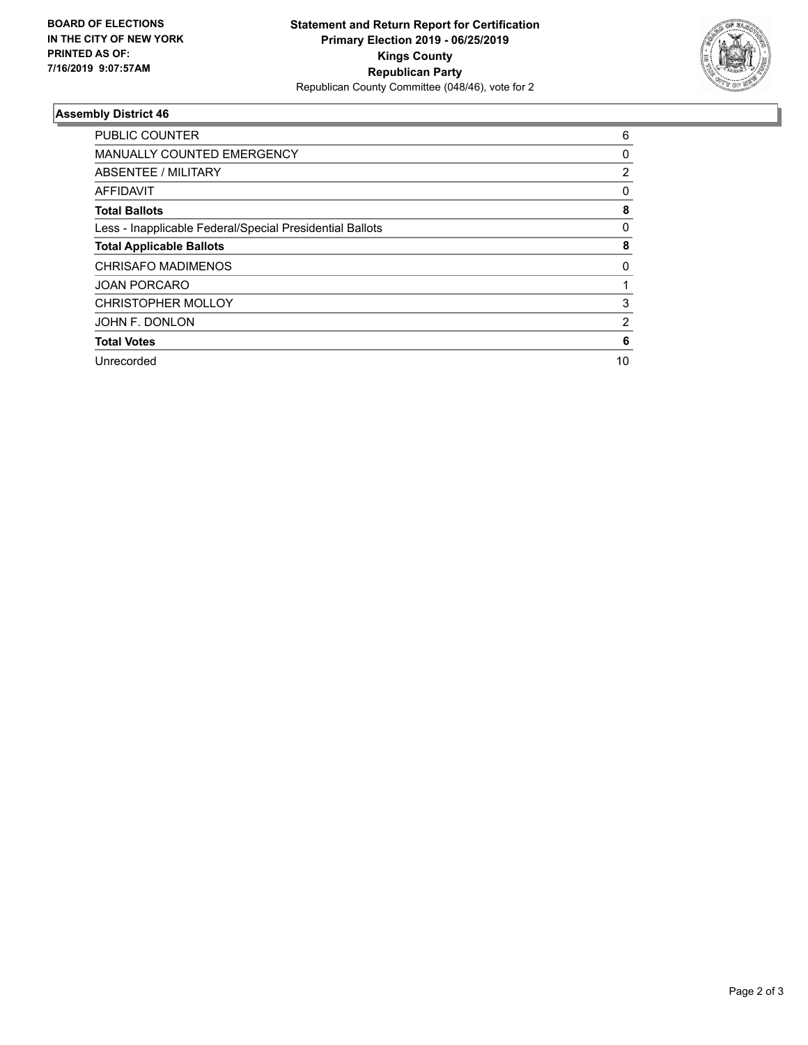**BOARD OF ELECTIONS IN THE CITY OF NEW YORK PRINTED AS OF: 7/16/2019 9:07:57AM**

**Statement and Return Report for Certification Primary Election 2019 - 06/25/2019 Kings County Republican Party**

Republican County Committee (048/46), vote for 2

## Assembly District 46

| | |
|---|---|
| PUBLIC COUNTER | 6 |
| MANUALLY COUNTED EMERGENCY | 0 |
| ABSENTEE / MILITARY | 2 |
| AFFIDAVIT | 0 |
| **Total Ballots** | **8** |
| Less - Inapplicable Federal/Special Presidential Ballots | 0 |
| **Total Applicable Ballots** | **8** |
| CHRISAFO MADIMENOS | 0 |
| JOAN PORCARO | 1 |
| CHRISTOPHER MOLLOY | 3 |
| JOHN F. DONLON | 2 |
| **Total Votes** | **6** |
| Unrecorded | 10 |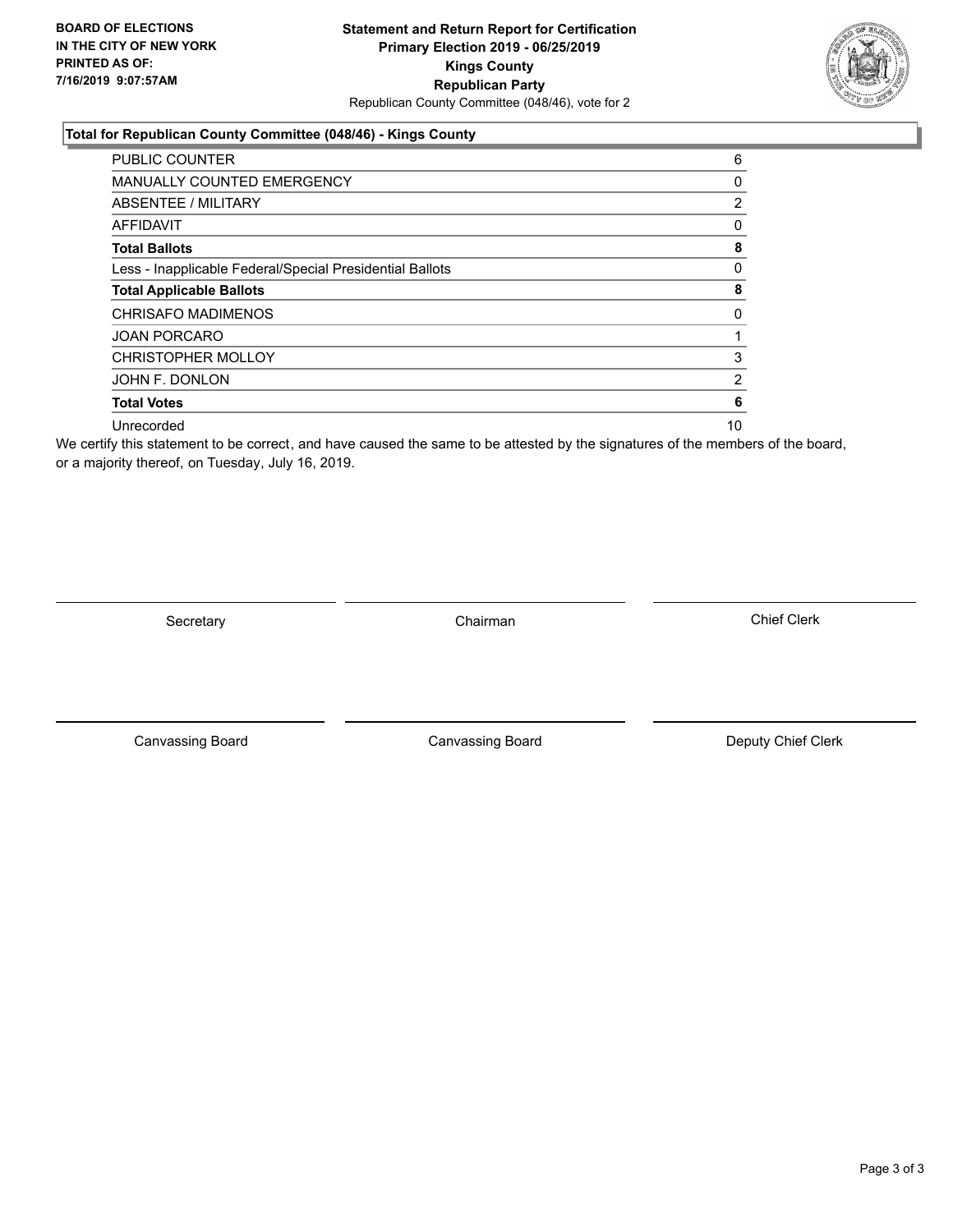**BOARD OF ELECTIONS IN THE CITY OF NEW YORK PRINTED AS OF: 7/16/2019 9:07:57AM**

**Statement and Return Report for Certification Primary Election 2019 - 06/25/2019 Kings County Republican Party**

Republican County Committee (048/46), vote for 2

### Total for Republican County Committee (048/46) - Kings County

| | |
|---|---|
| PUBLIC COUNTER | 6 |
| MANUALLY COUNTED EMERGENCY | 0 |
| ABSENTEE / MILITARY | 2 |
| AFFIDAVIT | 0 |
| **Total Ballots** | **8** |
| Less - Inapplicable Federal/Special Presidential Ballots | 0 |
| **Total Applicable Ballots** | **8** |
| CHRISAFO MADIMENOS | 0 |
| JOAN PORCARO | 1 |
| CHRISTOPHER MOLLOY | 3 |
| JOHN F. DONLON | 2 |
| **Total Votes** | **6** |
| Unrecorded | 10 |

We certify this statement to be correct, and have caused the same to be attested by the signatures of the members of the board, or a majority thereof, on Tuesday, July 16, 2019.

Secretary

Chairman

Chief Clerk

Canvassing Board

Canvassing Board

Deputy Chief Clerk